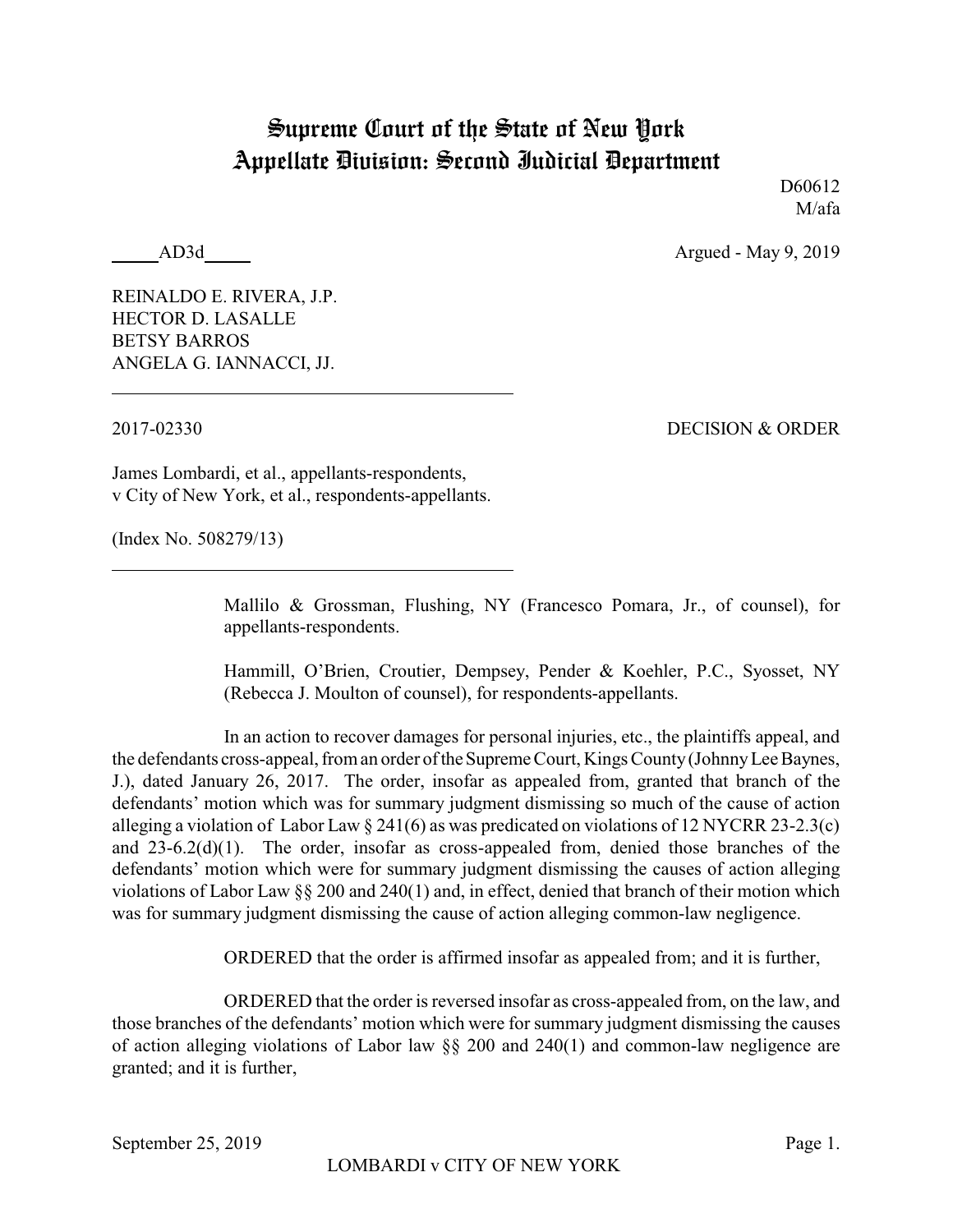# Supreme Court of the State of New York
# Appellate Division: Second Judicial Department

D60612
M/afa

_____AD3d_____ Argued - May 9, 2019

REINALDO E. RIVERA, J.P.
HECTOR D. LASALLE
BETSY BARROS
ANGELA G. IANNACCI, JJ.

---

2017-02330 DECISION & ORDER

James Lombardi, et al., appellants-respondents,
v City of New York, et al., respondents-appellants.

(Index No. 508279/13)

---

Mallilo & Grossman, Flushing, NY (Francesco Pomara, Jr., of counsel), for appellants-respondents.

Hammill, O'Brien, Croutier, Dempsey, Pender & Koehler, P.C., Syosset, NY (Rebecca J. Moulton of counsel), for respondents-appellants.

In an action to recover damages for personal injuries, etc., the plaintiffs appeal, and the defendants cross-appeal, from an order of the Supreme Court, Kings County (Johnny Lee Baynes, J.), dated January 26, 2017. The order, insofar as appealed from, granted that branch of the defendants' motion which was for summary judgment dismissing so much of the cause of action alleging a violation of Labor Law § 241(6) as was predicated on violations of 12 NYCRR 23-2.3(c) and 23-6.2(d)(1). The order, insofar as cross-appealed from, denied those branches of the defendants' motion which were for summary judgment dismissing the causes of action alleging violations of Labor Law §§ 200 and 240(1) and, in effect, denied that branch of their motion which was for summary judgment dismissing the cause of action alleging common-law negligence.

ORDERED that the order is affirmed insofar as appealed from; and it is further,

ORDERED that the order is reversed insofar as cross-appealed from, on the law, and those branches of the defendants' motion which were for summary judgment dismissing the causes of action alleging violations of Labor law §§ 200 and 240(1) and common-law negligence are granted; and it is further,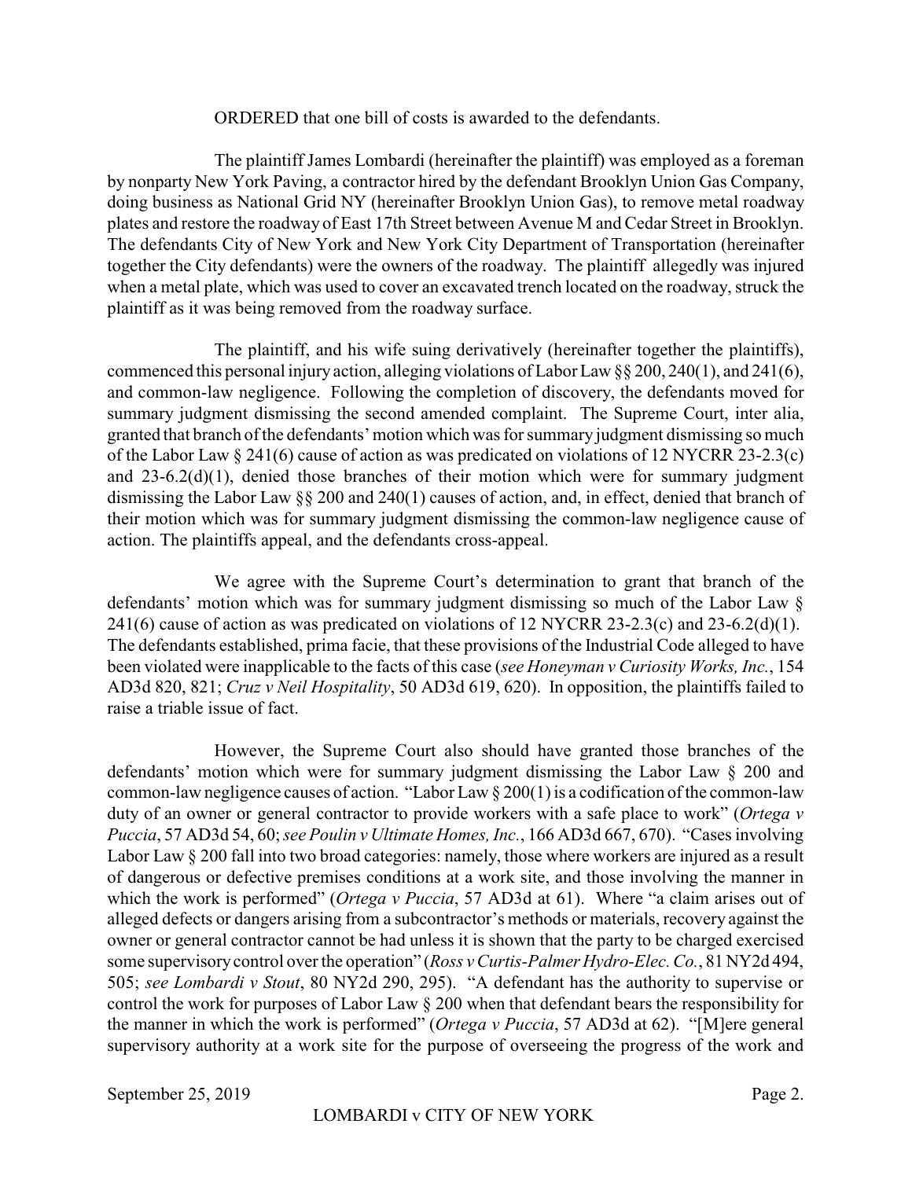ORDERED that one bill of costs is awarded to the defendants.

The plaintiff James Lombardi (hereinafter the plaintiff) was employed as a foreman by nonparty New York Paving, a contractor hired by the defendant Brooklyn Union Gas Company, doing business as National Grid NY (hereinafter Brooklyn Union Gas), to remove metal roadway plates and restore the roadway of East 17th Street between Avenue M and Cedar Street in Brooklyn. The defendants City of New York and New York City Department of Transportation (hereinafter together the City defendants) were the owners of the roadway. The plaintiff allegedly was injured when a metal plate, which was used to cover an excavated trench located on the roadway, struck the plaintiff as it was being removed from the roadway surface.

The plaintiff, and his wife suing derivatively (hereinafter together the plaintiffs), commenced this personal injury action, alleging violations of Labor Law §§ 200, 240(1), and 241(6), and common-law negligence. Following the completion of discovery, the defendants moved for summary judgment dismissing the second amended complaint. The Supreme Court, inter alia, granted that branch of the defendants' motion which was for summary judgment dismissing so much of the Labor Law § 241(6) cause of action as was predicated on violations of 12 NYCRR 23-2.3(c) and 23-6.2(d)(1), denied those branches of their motion which were for summary judgment dismissing the Labor Law §§ 200 and 240(1) causes of action, and, in effect, denied that branch of their motion which was for summary judgment dismissing the common-law negligence cause of action. The plaintiffs appeal, and the defendants cross-appeal.

We agree with the Supreme Court's determination to grant that branch of the defendants' motion which was for summary judgment dismissing so much of the Labor Law § 241(6) cause of action as was predicated on violations of 12 NYCRR 23-2.3(c) and 23-6.2(d)(1). The defendants established, prima facie, that these provisions of the Industrial Code alleged to have been violated were inapplicable to the facts of this case (*see Honeyman v Curiosity Works, Inc.*, 154 AD3d 820, 821; *Cruz v Neil Hospitality*, 50 AD3d 619, 620). In opposition, the plaintiffs failed to raise a triable issue of fact.

However, the Supreme Court also should have granted those branches of the defendants' motion which were for summary judgment dismissing the Labor Law § 200 and common-law negligence causes of action. "Labor Law § 200(1) is a codification of the common-law duty of an owner or general contractor to provide workers with a safe place to work" (*Ortega v Puccia*, 57 AD3d 54, 60; *see Poulin v Ultimate Homes, Inc.*, 166 AD3d 667, 670). "Cases involving Labor Law § 200 fall into two broad categories: namely, those where workers are injured as a result of dangerous or defective premises conditions at a work site, and those involving the manner in which the work is performed" (*Ortega v Puccia*, 57 AD3d at 61). Where "a claim arises out of alleged defects or dangers arising from a subcontractor's methods or materials, recovery against the owner or general contractor cannot be had unless it is shown that the party to be charged exercised some supervisory control over the operation" (*Ross v Curtis-Palmer Hydro-Elec. Co.*, 81 NY2d 494, 505; *see Lombardi v Stout*, 80 NY2d 290, 295). "A defendant has the authority to supervise or control the work for purposes of Labor Law § 200 when that defendant bears the responsibility for the manner in which the work is performed" (*Ortega v Puccia*, 57 AD3d at 62). "[M]ere general supervisory authority at a work site for the purpose of overseeing the progress of the work and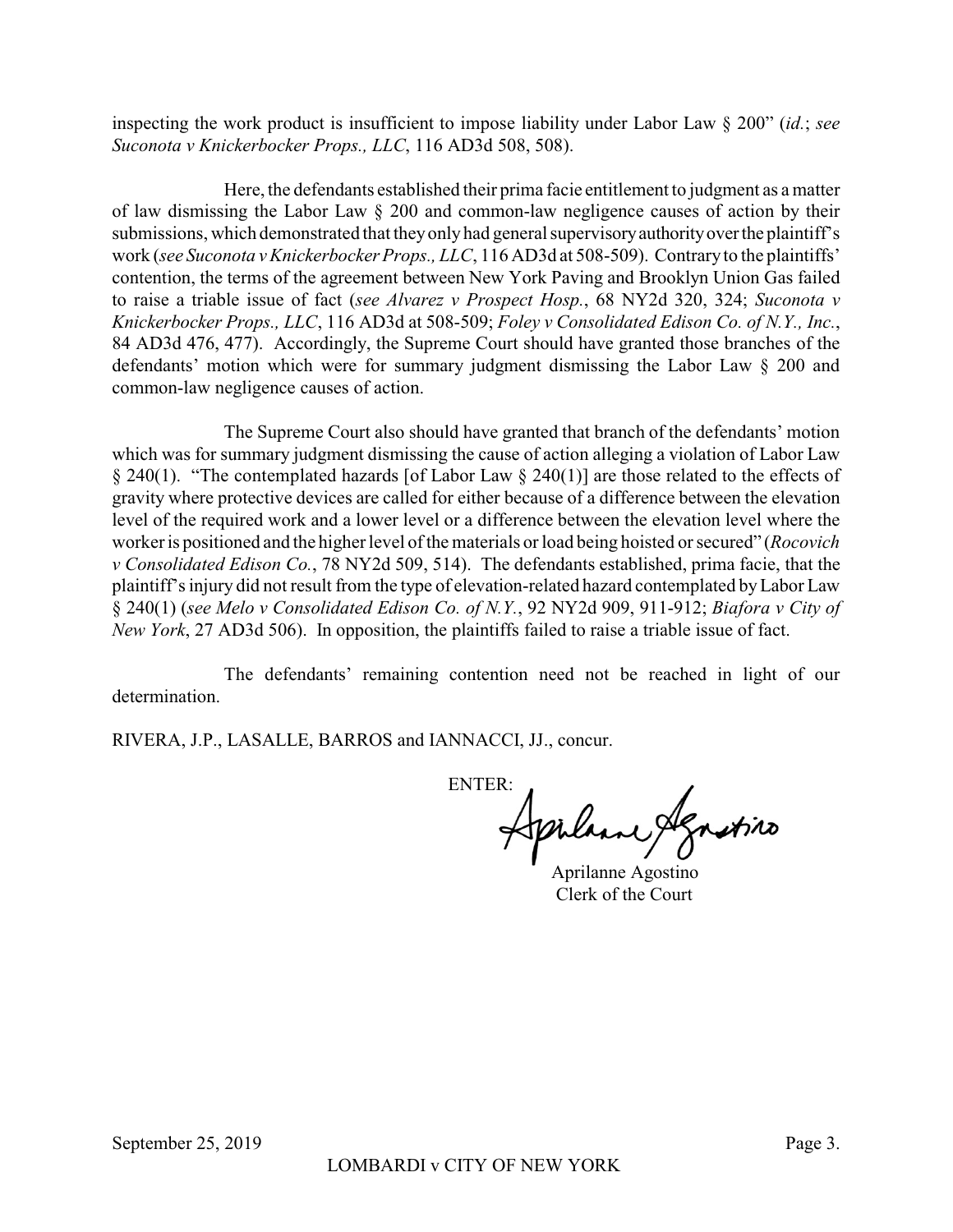inspecting the work product is insufficient to impose liability under Labor Law § 200" (*id.*; *see Suconota v Knickerbocker Props., LLC*, 116 AD3d 508, 508).

Here, the defendants established their prima facie entitlement to judgment as a matter of law dismissing the Labor Law § 200 and common-law negligence causes of action by their submissions, which demonstrated that they only had general supervisory authority over the plaintiff's work (*see Suconota v Knickerbocker Props., LLC*, 116 AD3d at 508-509). Contrary to the plaintiffs' contention, the terms of the agreement between New York Paving and Brooklyn Union Gas failed to raise a triable issue of fact (*see Alvarez v Prospect Hosp.*, 68 NY2d 320, 324; *Suconota v Knickerbocker Props., LLC*, 116 AD3d at 508-509; *Foley v Consolidated Edison Co. of N.Y., Inc.*, 84 AD3d 476, 477). Accordingly, the Supreme Court should have granted those branches of the defendants' motion which were for summary judgment dismissing the Labor Law § 200 and common-law negligence causes of action.

The Supreme Court also should have granted that branch of the defendants' motion which was for summary judgment dismissing the cause of action alleging a violation of Labor Law § 240(1). "The contemplated hazards [of Labor Law § 240(1)] are those related to the effects of gravity where protective devices are called for either because of a difference between the elevation level of the required work and a lower level or a difference between the elevation level where the worker is positioned and the higher level of the materials or load being hoisted or secured" (*Rocovich v Consolidated Edison Co.*, 78 NY2d 509, 514). The defendants established, prima facie, that the plaintiff's injury did not result from the type of elevation-related hazard contemplated by Labor Law § 240(1) (*see Melo v Consolidated Edison Co. of N.Y.*, 92 NY2d 909, 911-912; *Biafora v City of New York*, 27 AD3d 506). In opposition, the plaintiffs failed to raise a triable issue of fact.

The defendants' remaining contention need not be reached in light of our determination.

RIVERA, J.P., LASALLE, BARROS and IANNACCI, JJ., concur.

ENTER:

Aprilanne Agostino
Clerk of the Court

September 25, 2019

LOMBARDI v CITY OF NEW YORK